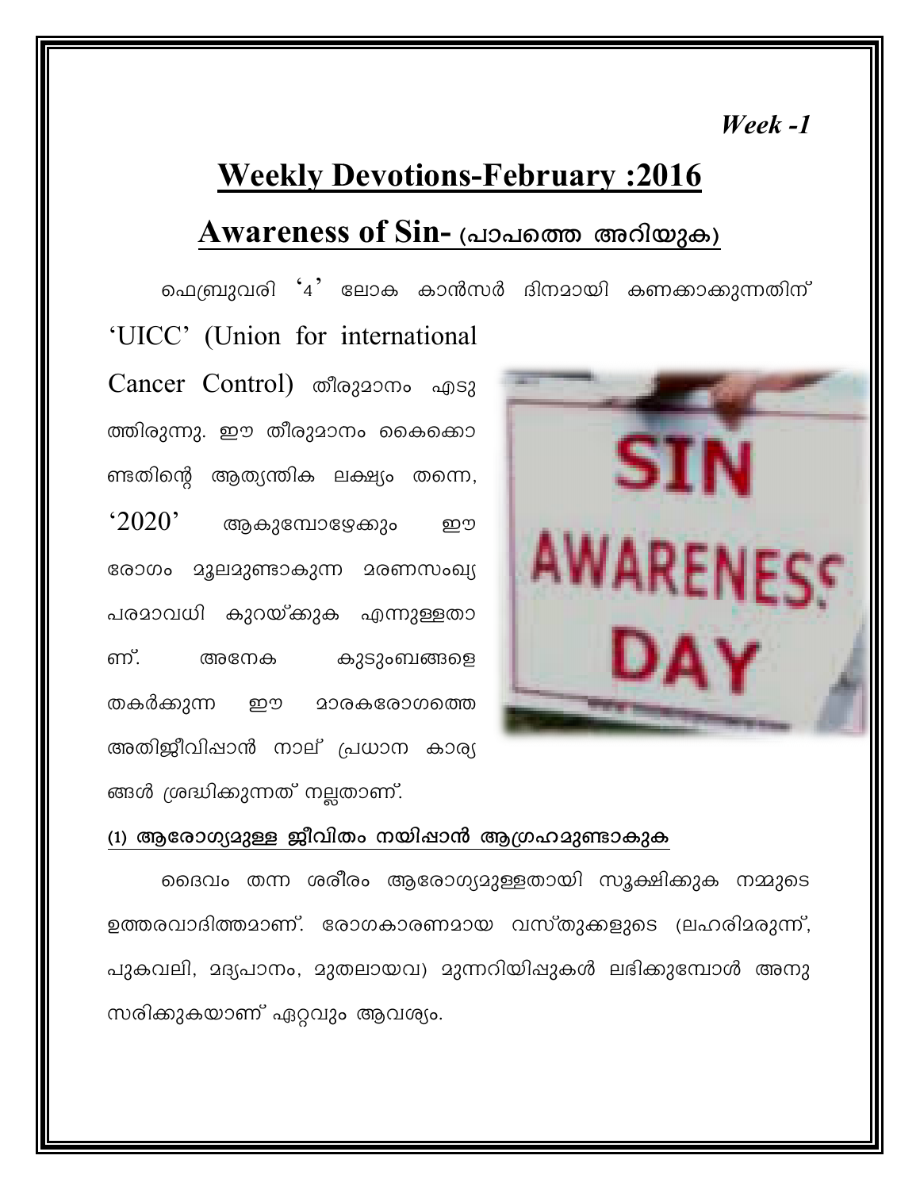*Week -1*

# Weekly Devotions-February :2016

## Awareness of Sin- (പാപത്തെ അറിയുക)

ഫെബ്രുവരി '4' ലോക കാൻസർ ദിനമായി കണക്കാക്കുന്നതിന് 'UICC' (Union for international Cancer Control) തീരുമാനം എടുത്തിരുന്നു. ഈ തീരുമാനം കൈക്കൊണ്ടതിന്റെ ആത്യന്തിക ലക്ഷ്യം തന്നെ, '2020' ആകുമ്പോഴേക്കും ഈ രോഗം മൂലമുണ്ടാകുന്ന മരണസംഖ്യ പരമാവധി കുറയ്ക്കുക എന്നുള്ളതാണ്. അനേക കുടുംബങ്ങളെ തകർക്കുന്ന ഈ മാരകരോഗത്തെ അതിജീവിപ്പാൻ നാല് പ്രധാന കാര്യങ്ങൾ ശ്രദ്ധിക്കുന്നത് നല്ലതാണ്.

**(1) ആരോഗ്യമുള്ള ജീവിതം നയിപ്പാൻ ആഗ്രഹമുണ്ടാകുക**

ദൈവം തന്ന ശരീരം ആരോഗ്യമുള്ളതായി സൂക്ഷിക്കുക നമ്മുടെ ഉത്തരവാദിത്തമാണ്. രോഗകാരണമായ വസ്തുക്കളുടെ (ലഹരിമരുന്ന്, പുകവലി, മദ്യപാനം, മുതലായവ) മുന്നറിയിപ്പുകൾ ലഭിക്കുമ്പോൾ അനുസരിക്കുകയാണ് ഏറ്റവും ആവശ്യം.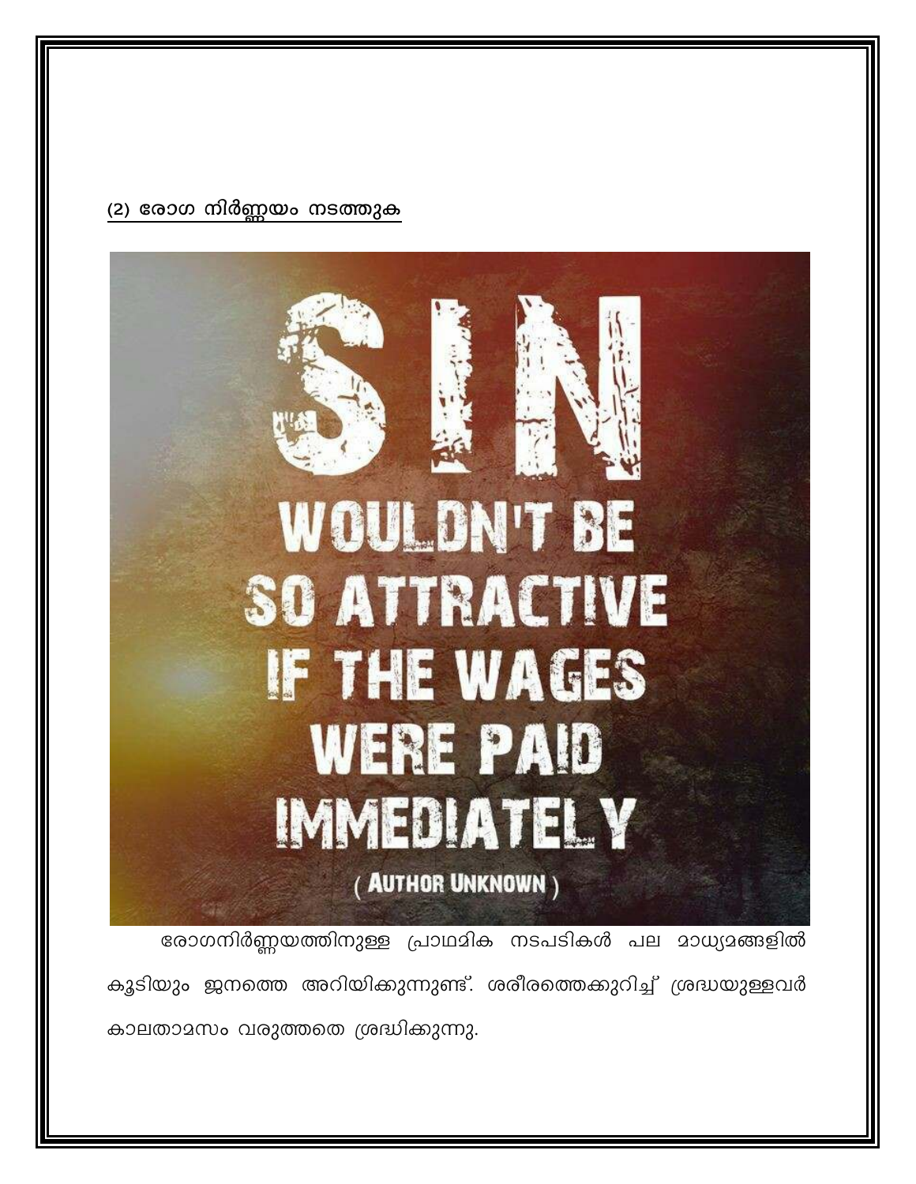**(2) രോഗ നിർണ്ണയം നടത്തുക**

SIN WOULDN'T BE SO ATTRACTIVE IF THE WAGES WERE PAID IMMEDIATELY

( AUTHOR UNKNOWN )

രോഗനിർണ്ണയത്തിനുള്ള പ്രാഥമിക നടപടികൾ പല മാധ്യമങ്ങളിൽ കൂടിയും ജനത്തെ അറിയിക്കുന്നുണ്ട്. ശരീരത്തെക്കുറിച്ച് ശ്രദ്ധയുള്ളവർ കാലതാമസം വരുത്തതെ ശ്രദ്ധിക്കുന്നു.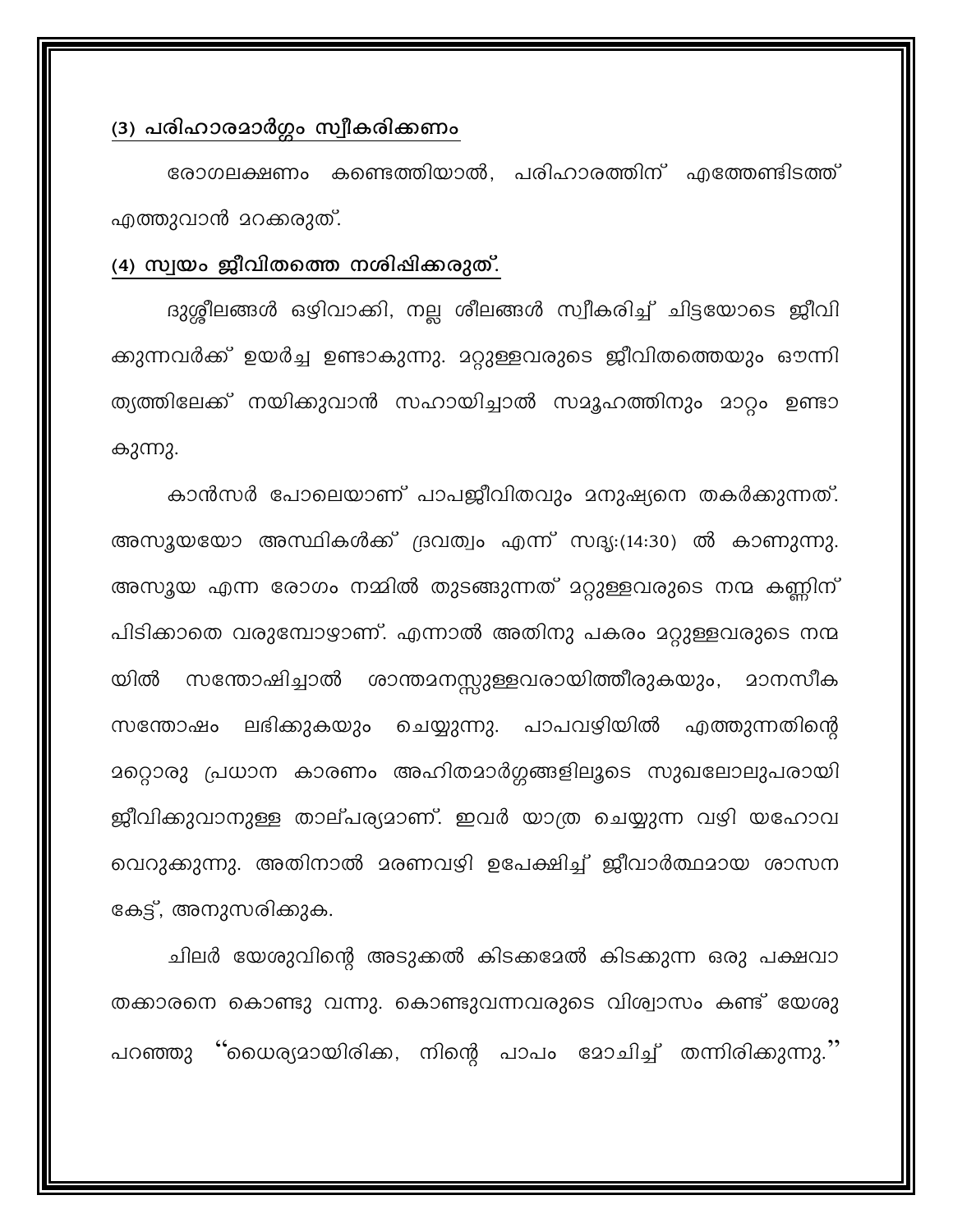**<u>(3) പരിഹാരമാർഗ്ഗം സ്വീകരിക്കണം</u>**

രോഗലക്ഷണം കണ്ടെത്തിയാൽ, പരിഹാരത്തിന് എത്തേണ്ടിടത്ത് എത്തുവാൻ മറക്കരുത്.

**<u>(4) സ്വയം ജീവിതത്തെ നശിപ്പിക്കരുത്.</u>**

ദുശ്ശീലങ്ങൾ ഒഴിവാക്കി, നല്ല ശീലങ്ങൾ സ്വീകരിച്ച് ചിട്ടയോടെ ജീവിക്കുന്നവർക്ക് ഉയർച്ച ഉണ്ടാകുന്നു. മറ്റുള്ളവരുടെ ജീവിതത്തെയും ഔന്നിത്യത്തിലേക്ക് നയിക്കുവാൻ സഹായിച്ചാൽ സമൂഹത്തിനും മാറ്റം ഉണ്ടാകുന്നു.

കാൻസർ പോലെയാണ് പാപജീവിതവും മനുഷ്യനെ തകർക്കുന്നത്. അസൂയയോ അസ്ഥികൾക്ക് ദ്രവത്വം എന്ന് സദൃ:(14:30) ൽ കാണുന്നു. അസൂയ എന്ന രോഗം നമ്മിൽ തുടങ്ങുന്നത് മറ്റുള്ളവരുടെ നന്മ കണ്ണിന് പിടിക്കാതെ വരുമ്പോഴാണ്. എന്നാൽ അതിനു പകരം മറ്റുള്ളവരുടെ നന്മയിൽ സന്തോഷിച്ചാൽ ശാന്തമനസ്സുള്ളവരായിത്തീരുകയും, മാനസീക സന്തോഷം ലഭിക്കുകയും ചെയ്യുന്നു. പാപവഴിയിൽ എത്തുന്നതിന്റെ മറ്റൊരു പ്രധാന കാരണം അഹിതമാർഗ്ഗങ്ങളിലൂടെ സുഖലോലുപരായി ജീവിക്കുവാനുള്ള താല്പര്യമാണ്. ഇവർ യാത്ര ചെയ്യുന്ന വഴി യഹോവ വെറുക്കുന്നു. അതിനാൽ മരണവഴി ഉപേക്ഷിച്ച് ജീവാർത്ഥമായ ശാസന കേട്ട്, അനുസരിക്കുക.

ചിലർ യേശുവിന്റെ അടുക്കൽ കിടക്കമേൽ കിടക്കുന്ന ഒരു പക്ഷവാതക്കാരനെ കൊണ്ടു വന്നു. കൊണ്ടുവന്നവരുടെ വിശ്വാസം കണ്ട് യേശു പറഞ്ഞു "ധൈര്യമായിരിക്ക, നിന്റെ പാപം മോചിച്ച് തന്നിരിക്കുന്നു."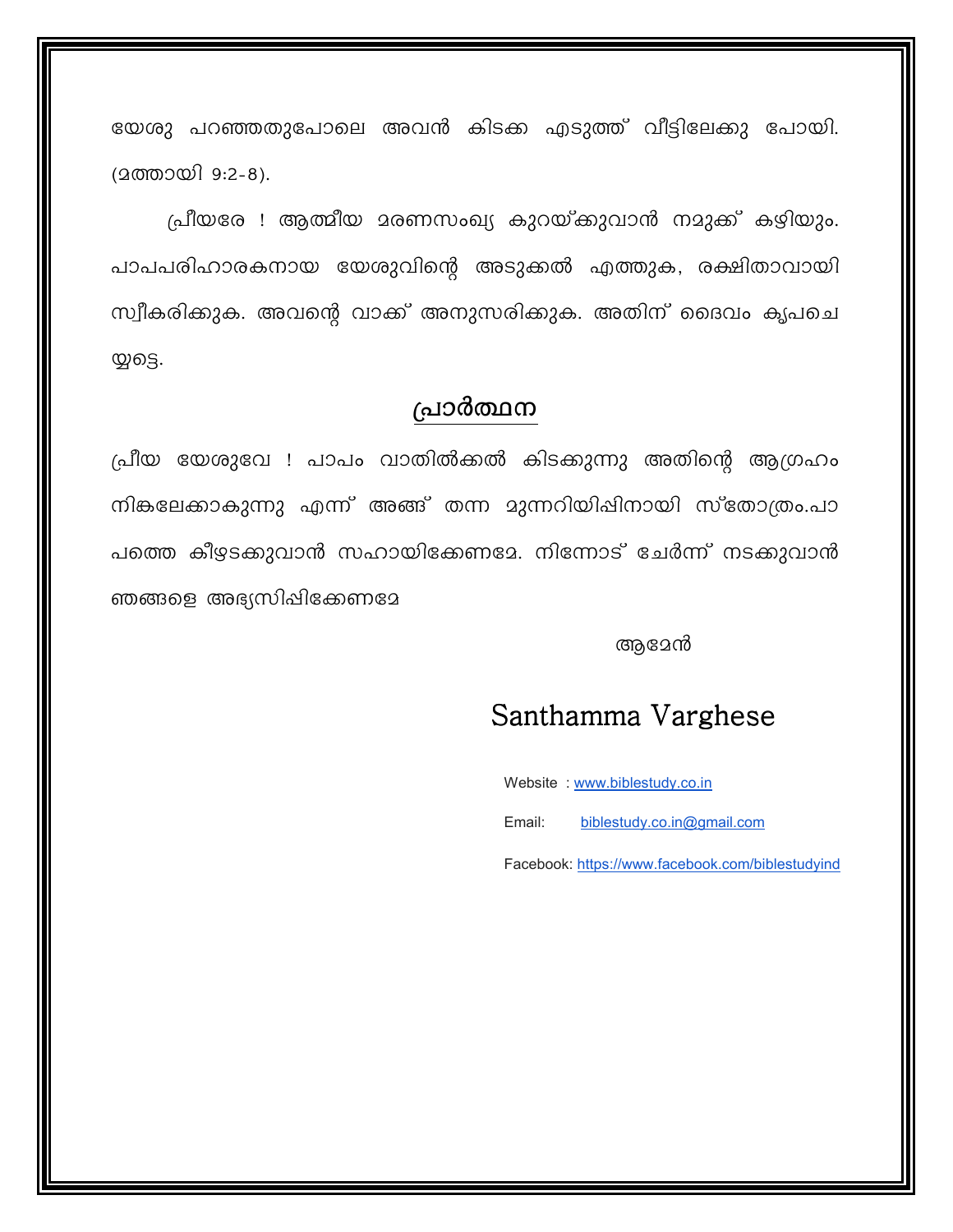യേശു പറഞ്ഞതുപോലെ അവൻ കിടക്ക എടുത്ത് വീട്ടിലേക്കു പോയി. (മത്തായി 9:2-8).

പ്രീയരേ ! ആത്മീയ മരണസംഖ്യ കുറയ്ക്കുവാൻ നമുക്ക് കഴിയും. പാപപരിഹാരകനായ യേശുവിന്റെ അടുക്കൽ എത്തുക, രക്ഷിതാവായി സ്വീകരിക്കുക. അവന്റെ വാക്ക് അനുസരിക്കുക. അതിന് ദൈവം കൃപചെയ്യട്ടെ.

## പ്രാർത്ഥന

പ്രീയ യേശുവേ ! പാപം വാതിൽക്കൽ കിടക്കുന്നു അതിന്റെ ആഗ്രഹം നിങ്കലേക്കാകുന്നു എന്ന് അങ്ങ് തന്ന മുന്നറിയിപ്പിനായി സ്തോത്രം.പാപത്തെ കീഴടക്കുവാൻ സഹായിക്കേണമേ. നിന്നോട് ചേർന്ന് നടക്കുവാൻ ഞങ്ങളെ അഭ്യസിപ്പിക്കേണമേ

ആമേൻ

Santhamma Varghese

Website : www.biblestudy.co.in

Email: biblestudy.co.in@gmail.com

Facebook: https://www.facebook.com/biblestudyind